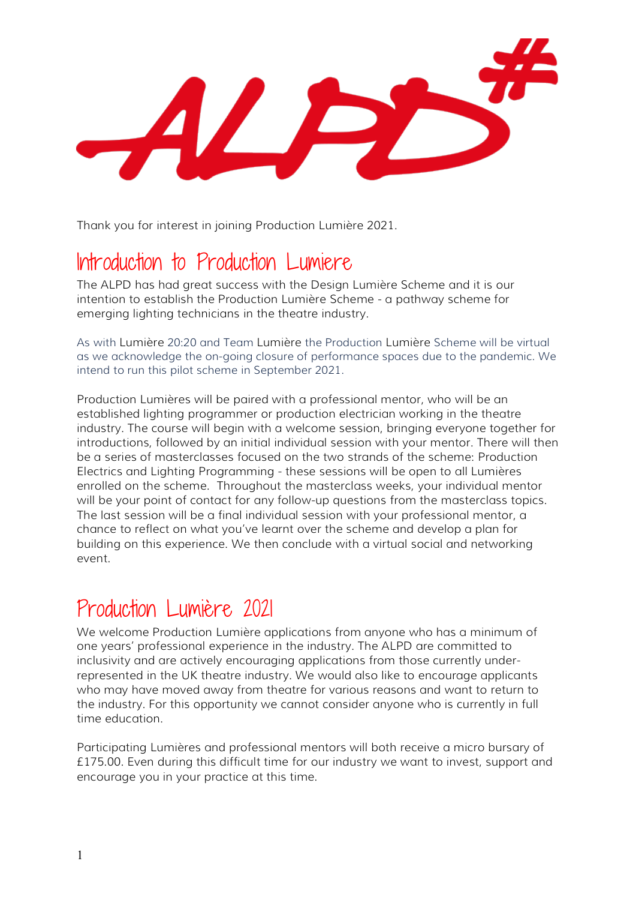Thank you for interest in joining Production Lumière 2021.

## Introduction to Production Lumiere

The ALPD has had great success with the Design Lumière Scheme and it is our intention to establish the Production Lumière Scheme - a pathway scheme for emerging lighting technicians in the theatre industry.

As with Lumière 20:20 and Team Lumière the Production Lumière Scheme will be virtual as we acknowledge the on-going closure of performance spaces due to the pandemic. We intend to run this pilot scheme in September 2021.

Production Lumières will be paired with a professional mentor, who will be an established lighting programmer or production electrician working in the theatre industry. The course will begin with a welcome session, bringing everyone together for introductions, followed by an initial individual session with your mentor. There will then be a series of masterclasses focused on the two strands of the scheme: Production Electrics and Lighting Programming - these sessions will be open to all Lumières enrolled on the scheme. Throughout the masterclass weeks, your individual mentor will be your point of contact for any follow-up questions from the masterclass topics. The last session will be a final individual session with your professional mentor, a chance to reflect on what you've learnt over the scheme and develop a plan for building on this experience. We then conclude with a virtual social and networking event.

## Production Lumière 2021

We welcome Production Lumière applications from anyone who has a minimum of one years' professional experience in the industry. The ALPD are committed to inclusivity and are actively encouraging applications from those currently under-represented in the UK theatre industry. We would also like to encourage applicants who may have moved away from theatre for various reasons and want to return to the industry. For this opportunity we cannot consider anyone who is currently in full time education.

Participating Lumières and professional mentors will both receive a micro bursary of £175.00. Even during this difficult time for our industry we want to invest, support and encourage you in your practice at this time.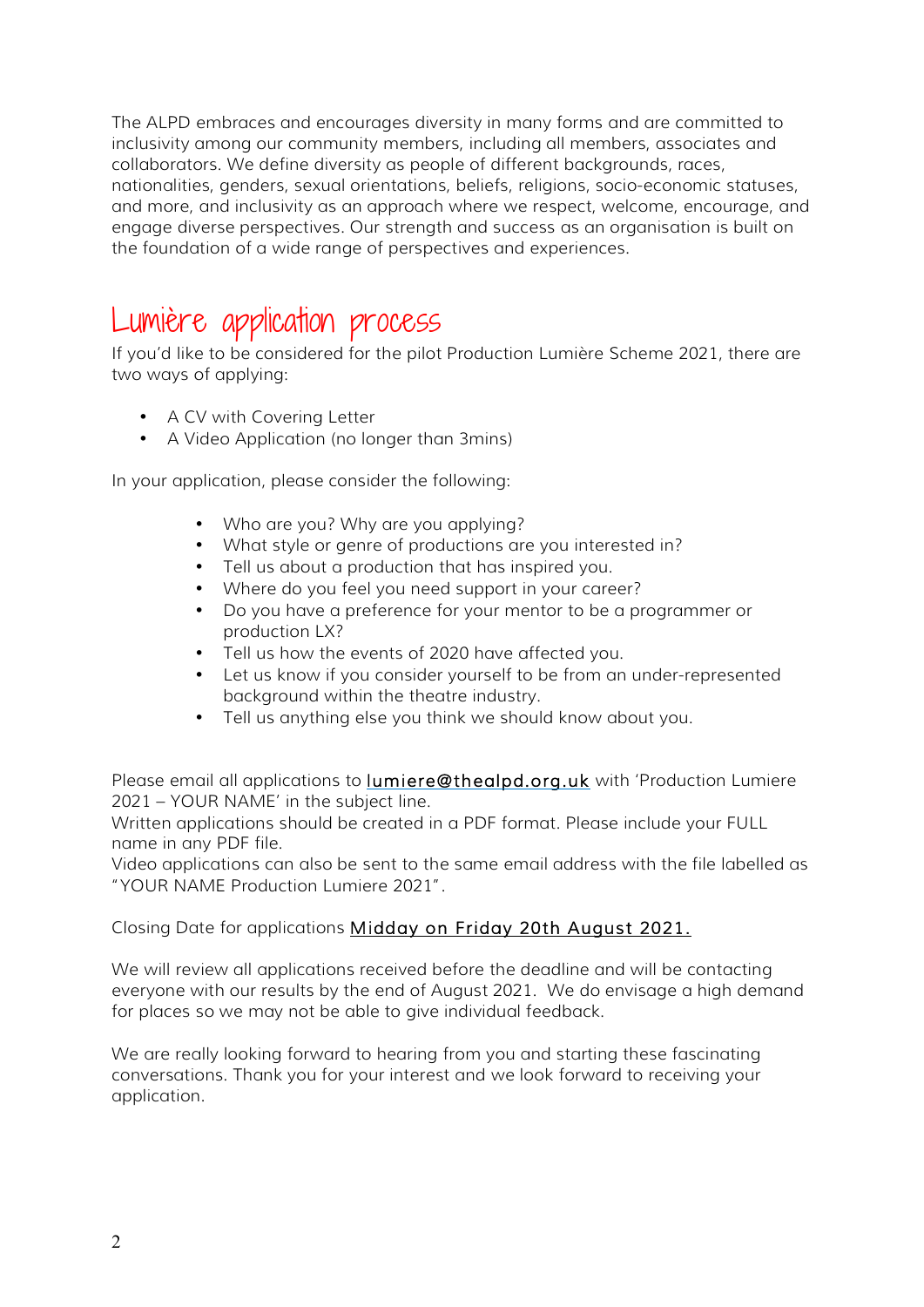The ALPD embraces and encourages diversity in many forms and are committed to inclusivity among our community members, including all members, associates and collaborators. We define diversity as people of different backgrounds, races, nationalities, genders, sexual orientations, beliefs, religions, socio-economic statuses, and more, and inclusivity as an approach where we respect, welcome, encourage, and engage diverse perspectives. Our strength and success as an organisation is built on the foundation of a wide range of perspectives and experiences.

## Lumière application process

If you'd like to be considered for the pilot Production Lumière Scheme 2021, there are two ways of applying:

- A CV with Covering Letter
- A Video Application (no longer than 3mins)

In your application, please consider the following:

- Who are you? Why are you applying?
- What style or genre of productions are you interested in?
- Tell us about a production that has inspired you.
- Where do you feel you need support in your career?
- Do you have a preference for your mentor to be a programmer or production LX?
- Tell us how the events of 2020 have affected you.
- Let us know if you consider yourself to be from an under-represented background within the theatre industry.
- Tell us anything else you think we should know about you.

Please email all applications to lumiere@thealpd.org.uk with 'Production Lumiere 2021 – YOUR NAME' in the subject line.
Written applications should be created in a PDF format. Please include your FULL name in any PDF file.
Video applications can also be sent to the same email address with the file labelled as "YOUR NAME Production Lumiere 2021".

Closing Date for applications Midday on Friday 20th August 2021.

We will review all applications received before the deadline and will be contacting everyone with our results by the end of August 2021. We do envisage a high demand for places so we may not be able to give individual feedback.

We are really looking forward to hearing from you and starting these fascinating conversations. Thank you for your interest and we look forward to receiving your application.